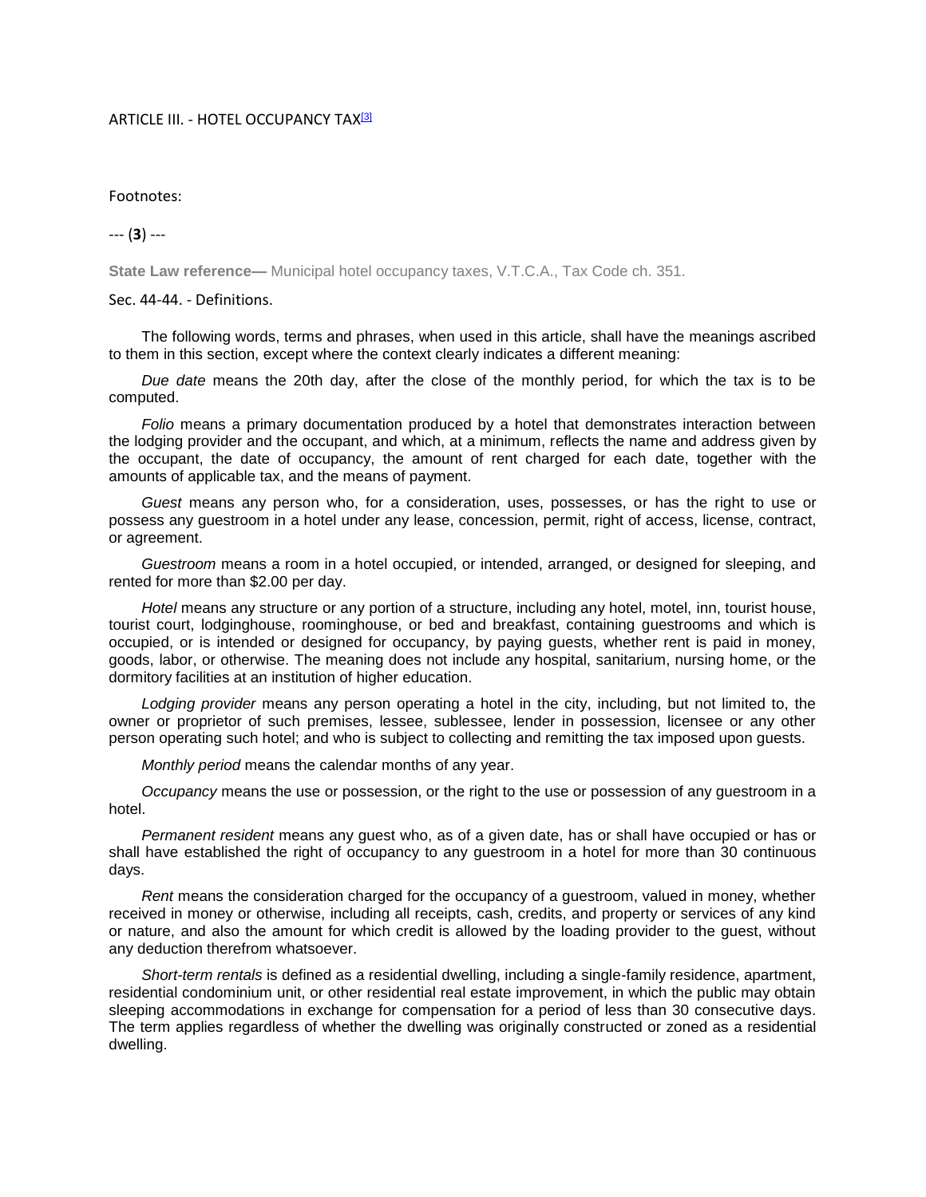## ARTICLE III. - HOTEL OCCUPANCY TAX[3]

Footnotes:

--- (**3**) ---

**State Law reference—** Municipal hotel occupancy taxes, V.T.C.A., Tax Code ch. 351.

### Sec. 44-44. - Definitions.

The following words, terms and phrases, when used in this article, shall have the meanings ascribed to them in this section, except where the context clearly indicates a different meaning:

*Due date* means the 20th day, after the close of the monthly period, for which the tax is to be computed.

*Folio* means a primary documentation produced by a hotel that demonstrates interaction between the lodging provider and the occupant, and which, at a minimum, reflects the name and address given by the occupant, the date of occupancy, the amount of rent charged for each date, together with the amounts of applicable tax, and the means of payment.

*Guest* means any person who, for a consideration, uses, possesses, or has the right to use or possess any guestroom in a hotel under any lease, concession, permit, right of access, license, contract, or agreement.

*Guestroom* means a room in a hotel occupied, or intended, arranged, or designed for sleeping, and rented for more than $2.00 per day.

*Hotel* means any structure or any portion of a structure, including any hotel, motel, inn, tourist house, tourist court, lodginghouse, roominghouse, or bed and breakfast, containing guestrooms and which is occupied, or is intended or designed for occupancy, by paying guests, whether rent is paid in money, goods, labor, or otherwise. The meaning does not include any hospital, sanitarium, nursing home, or the dormitory facilities at an institution of higher education.

*Lodging provider* means any person operating a hotel in the city, including, but not limited to, the owner or proprietor of such premises, lessee, sublessee, lender in possession, licensee or any other person operating such hotel; and who is subject to collecting and remitting the tax imposed upon guests.

*Monthly period* means the calendar months of any year.

*Occupancy* means the use or possession, or the right to the use or possession of any guestroom in a hotel.

*Permanent resident* means any guest who, as of a given date, has or shall have occupied or has or shall have established the right of occupancy to any guestroom in a hotel for more than 30 continuous days.

*Rent* means the consideration charged for the occupancy of a guestroom, valued in money, whether received in money or otherwise, including all receipts, cash, credits, and property or services of any kind or nature, and also the amount for which credit is allowed by the loading provider to the guest, without any deduction therefrom whatsoever.

*Short-term rentals* is defined as a residential dwelling, including a single-family residence, apartment, residential condominium unit, or other residential real estate improvement, in which the public may obtain sleeping accommodations in exchange for compensation for a period of less than 30 consecutive days. The term applies regardless of whether the dwelling was originally constructed or zoned as a residential dwelling.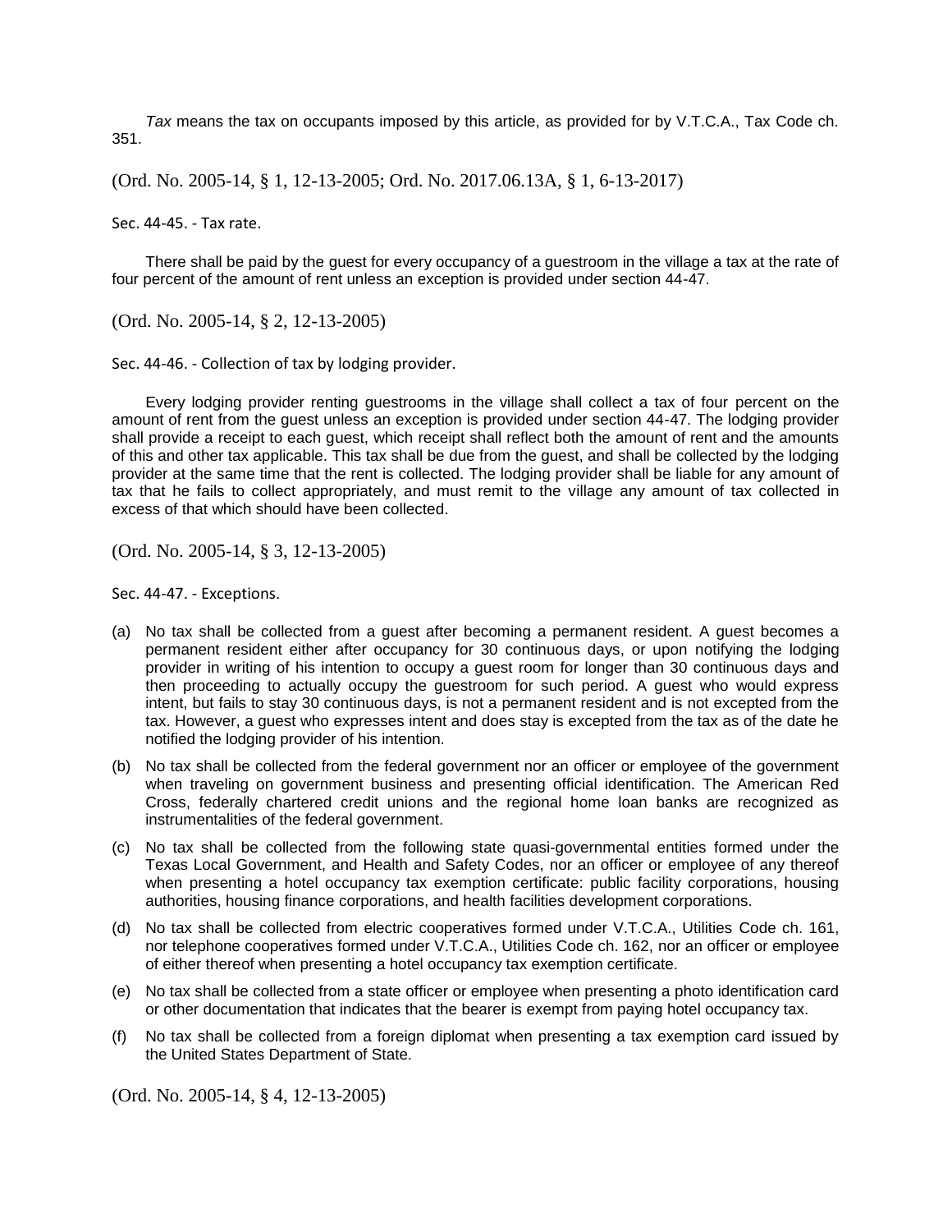*Tax* means the tax on occupants imposed by this article, as provided for by V.T.C.A., Tax Code ch. 351.

(Ord. No. 2005-14, § 1, 12-13-2005; Ord. No. 2017.06.13A, § 1, 6-13-2017)

Sec. 44-45. - Tax rate.

There shall be paid by the guest for every occupancy of a guestroom in the village a tax at the rate of four percent of the amount of rent unless an exception is provided under section 44-47.

(Ord. No. 2005-14, § 2, 12-13-2005)

Sec. 44-46. - Collection of tax by lodging provider.

Every lodging provider renting guestrooms in the village shall collect a tax of four percent on the amount of rent from the guest unless an exception is provided under section 44-47. The lodging provider shall provide a receipt to each guest, which receipt shall reflect both the amount of rent and the amounts of this and other tax applicable. This tax shall be due from the guest, and shall be collected by the lodging provider at the same time that the rent is collected. The lodging provider shall be liable for any amount of tax that he fails to collect appropriately, and must remit to the village any amount of tax collected in excess of that which should have been collected.

(Ord. No. 2005-14, § 3, 12-13-2005)

Sec. 44-47. - Exceptions.

(a) No tax shall be collected from a guest after becoming a permanent resident. A guest becomes a permanent resident either after occupancy for 30 continuous days, or upon notifying the lodging provider in writing of his intention to occupy a guest room for longer than 30 continuous days and then proceeding to actually occupy the guestroom for such period. A guest who would express intent, but fails to stay 30 continuous days, is not a permanent resident and is not excepted from the tax. However, a guest who expresses intent and does stay is excepted from the tax as of the date he notified the lodging provider of his intention.

(b) No tax shall be collected from the federal government nor an officer or employee of the government when traveling on government business and presenting official identification. The American Red Cross, federally chartered credit unions and the regional home loan banks are recognized as instrumentalities of the federal government.

(c) No tax shall be collected from the following state quasi-governmental entities formed under the Texas Local Government, and Health and Safety Codes, nor an officer or employee of any thereof when presenting a hotel occupancy tax exemption certificate: public facility corporations, housing authorities, housing finance corporations, and health facilities development corporations.

(d) No tax shall be collected from electric cooperatives formed under V.T.C.A., Utilities Code ch. 161, nor telephone cooperatives formed under V.T.C.A., Utilities Code ch. 162, nor an officer or employee of either thereof when presenting a hotel occupancy tax exemption certificate.

(e) No tax shall be collected from a state officer or employee when presenting a photo identification card or other documentation that indicates that the bearer is exempt from paying hotel occupancy tax.

(f) No tax shall be collected from a foreign diplomat when presenting a tax exemption card issued by the United States Department of State.

(Ord. No. 2005-14, § 4, 12-13-2005)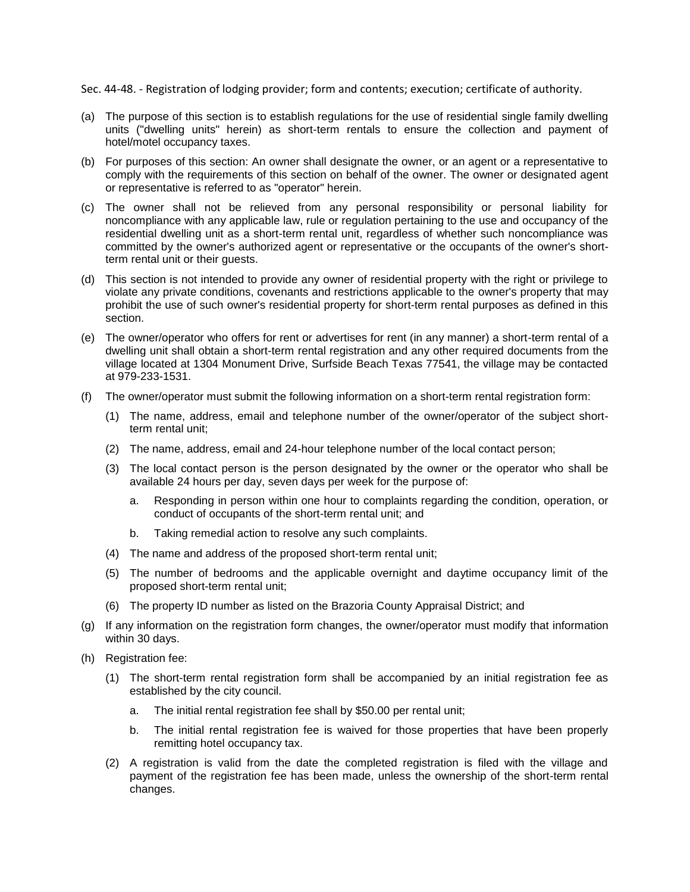Sec. 44-48. - Registration of lodging provider; form and contents; execution; certificate of authority.

(a) The purpose of this section is to establish regulations for the use of residential single family dwelling units ("dwelling units" herein) as short-term rentals to ensure the collection and payment of hotel/motel occupancy taxes.

(b) For purposes of this section: An owner shall designate the owner, or an agent or a representative to comply with the requirements of this section on behalf of the owner. The owner or designated agent or representative is referred to as "operator" herein.

(c) The owner shall not be relieved from any personal responsibility or personal liability for noncompliance with any applicable law, rule or regulation pertaining to the use and occupancy of the residential dwelling unit as a short-term rental unit, regardless of whether such noncompliance was committed by the owner's authorized agent or representative or the occupants of the owner's short-term rental unit or their guests.

(d) This section is not intended to provide any owner of residential property with the right or privilege to violate any private conditions, covenants and restrictions applicable to the owner's property that may prohibit the use of such owner's residential property for short-term rental purposes as defined in this section.

(e) The owner/operator who offers for rent or advertises for rent (in any manner) a short-term rental of a dwelling unit shall obtain a short-term rental registration and any other required documents from the village located at 1304 Monument Drive, Surfside Beach Texas 77541, the village may be contacted at 979-233-1531.

(f) The owner/operator must submit the following information on a short-term rental registration form:

  (1) The name, address, email and telephone number of the owner/operator of the subject short-term rental unit;

  (2) The name, address, email and 24-hour telephone number of the local contact person;

  (3) The local contact person is the person designated by the owner or the operator who shall be available 24 hours per day, seven days per week for the purpose of:

    a. Responding in person within one hour to complaints regarding the condition, operation, or conduct of occupants of the short-term rental unit; and

    b. Taking remedial action to resolve any such complaints.

  (4) The name and address of the proposed short-term rental unit;

  (5) The number of bedrooms and the applicable overnight and daytime occupancy limit of the proposed short-term rental unit;

  (6) The property ID number as listed on the Brazoria County Appraisal District; and

(g) If any information on the registration form changes, the owner/operator must modify that information within 30 days.

(h) Registration fee:

  (1) The short-term rental registration form shall be accompanied by an initial registration fee as established by the city council.

    a. The initial rental registration fee shall by $50.00 per rental unit;

    b. The initial rental registration fee is waived for those properties that have been properly remitting hotel occupancy tax.

  (2) A registration is valid from the date the completed registration is filed with the village and payment of the registration fee has been made, unless the ownership of the short-term rental changes.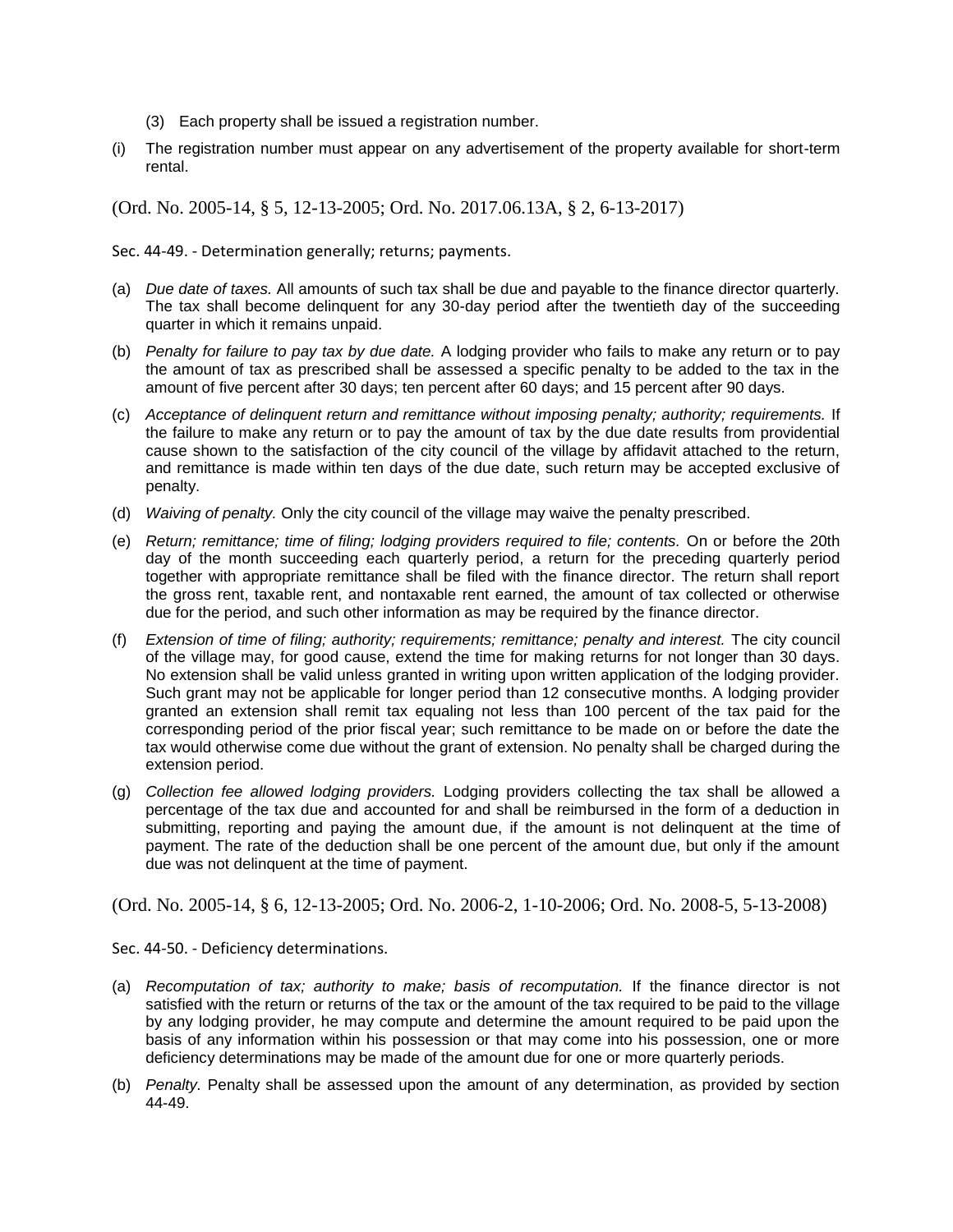(3) Each property shall be issued a registration number.

(i) The registration number must appear on any advertisement of the property available for short-term rental.

(Ord. No. 2005-14, § 5, 12-13-2005; Ord. No. 2017.06.13A, § 2, 6-13-2017)

Sec. 44-49. - Determination generally; returns; payments.

(a) *Due date of taxes.* All amounts of such tax shall be due and payable to the finance director quarterly. The tax shall become delinquent for any 30-day period after the twentieth day of the succeeding quarter in which it remains unpaid.

(b) *Penalty for failure to pay tax by due date.* A lodging provider who fails to make any return or to pay the amount of tax as prescribed shall be assessed a specific penalty to be added to the tax in the amount of five percent after 30 days; ten percent after 60 days; and 15 percent after 90 days.

(c) *Acceptance of delinquent return and remittance without imposing penalty; authority; requirements.* If the failure to make any return or to pay the amount of tax by the due date results from providential cause shown to the satisfaction of the city council of the village by affidavit attached to the return, and remittance is made within ten days of the due date, such return may be accepted exclusive of penalty.

(d) *Waiving of penalty.* Only the city council of the village may waive the penalty prescribed.

(e) *Return; remittance; time of filing; lodging providers required to file; contents.* On or before the 20th day of the month succeeding each quarterly period, a return for the preceding quarterly period together with appropriate remittance shall be filed with the finance director. The return shall report the gross rent, taxable rent, and nontaxable rent earned, the amount of tax collected or otherwise due for the period, and such other information as may be required by the finance director.

(f) *Extension of time of filing; authority; requirements; remittance; penalty and interest.* The city council of the village may, for good cause, extend the time for making returns for not longer than 30 days. No extension shall be valid unless granted in writing upon written application of the lodging provider. Such grant may not be applicable for longer period than 12 consecutive months. A lodging provider granted an extension shall remit tax equaling not less than 100 percent of the tax paid for the corresponding period of the prior fiscal year; such remittance to be made on or before the date the tax would otherwise come due without the grant of extension. No penalty shall be charged during the extension period.

(g) *Collection fee allowed lodging providers.* Lodging providers collecting the tax shall be allowed a percentage of the tax due and accounted for and shall be reimbursed in the form of a deduction in submitting, reporting and paying the amount due, if the amount is not delinquent at the time of payment. The rate of the deduction shall be one percent of the amount due, but only if the amount due was not delinquent at the time of payment.

(Ord. No. 2005-14, § 6, 12-13-2005; Ord. No. 2006-2, 1-10-2006; Ord. No. 2008-5, 5-13-2008)

Sec. 44-50. - Deficiency determinations.

(a) *Recomputation of tax; authority to make; basis of recomputation.* If the finance director is not satisfied with the return or returns of the tax or the amount of the tax required to be paid to the village by any lodging provider, he may compute and determine the amount required to be paid upon the basis of any information within his possession or that may come into his possession, one or more deficiency determinations may be made of the amount due for one or more quarterly periods.

(b) *Penalty.* Penalty shall be assessed upon the amount of any determination, as provided by section 44-49.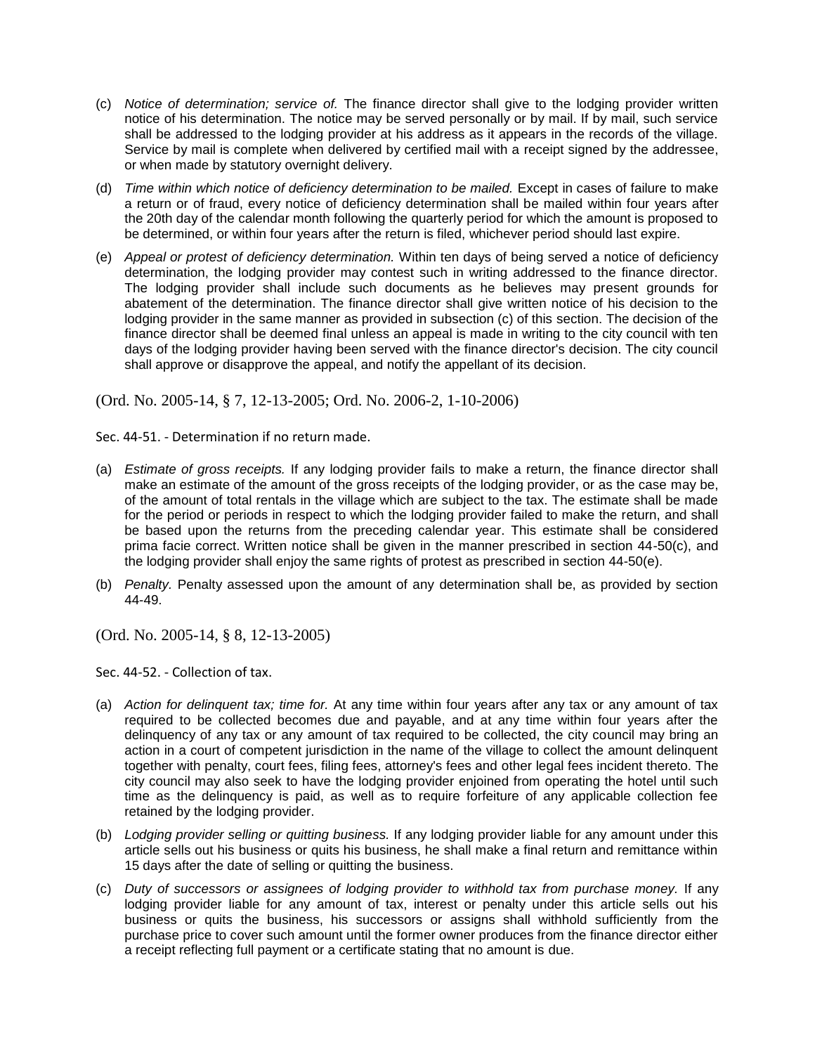(c) *Notice of determination; service of.* The finance director shall give to the lodging provider written notice of his determination. The notice may be served personally or by mail. If by mail, such service shall be addressed to the lodging provider at his address as it appears in the records of the village. Service by mail is complete when delivered by certified mail with a receipt signed by the addressee, or when made by statutory overnight delivery.

(d) *Time within which notice of deficiency determination to be mailed.* Except in cases of failure to make a return or of fraud, every notice of deficiency determination shall be mailed within four years after the 20th day of the calendar month following the quarterly period for which the amount is proposed to be determined, or within four years after the return is filed, whichever period should last expire.

(e) *Appeal or protest of deficiency determination.* Within ten days of being served a notice of deficiency determination, the lodging provider may contest such in writing addressed to the finance director. The lodging provider shall include such documents as he believes may present grounds for abatement of the determination. The finance director shall give written notice of his decision to the lodging provider in the same manner as provided in subsection (c) of this section. The decision of the finance director shall be deemed final unless an appeal is made in writing to the city council with ten days of the lodging provider having been served with the finance director's decision. The city council shall approve or disapprove the appeal, and notify the appellant of its decision.

(Ord. No. 2005-14, § 7, 12-13-2005; Ord. No. 2006-2, 1-10-2006)

Sec. 44-51. - Determination if no return made.

(a) *Estimate of gross receipts.* If any lodging provider fails to make a return, the finance director shall make an estimate of the amount of the gross receipts of the lodging provider, or as the case may be, of the amount of total rentals in the village which are subject to the tax. The estimate shall be made for the period or periods in respect to which the lodging provider failed to make the return, and shall be based upon the returns from the preceding calendar year. This estimate shall be considered prima facie correct. Written notice shall be given in the manner prescribed in section 44-50(c), and the lodging provider shall enjoy the same rights of protest as prescribed in section 44-50(e).

(b) *Penalty.* Penalty assessed upon the amount of any determination shall be, as provided by section 44-49.

(Ord. No. 2005-14, § 8, 12-13-2005)

Sec. 44-52. - Collection of tax.

(a) *Action for delinquent tax; time for.* At any time within four years after any tax or any amount of tax required to be collected becomes due and payable, and at any time within four years after the delinquency of any tax or any amount of tax required to be collected, the city council may bring an action in a court of competent jurisdiction in the name of the village to collect the amount delinquent together with penalty, court fees, filing fees, attorney's fees and other legal fees incident thereto. The city council may also seek to have the lodging provider enjoined from operating the hotel until such time as the delinquency is paid, as well as to require forfeiture of any applicable collection fee retained by the lodging provider.

(b) *Lodging provider selling or quitting business.* If any lodging provider liable for any amount under this article sells out his business or quits his business, he shall make a final return and remittance within 15 days after the date of selling or quitting the business.

(c) *Duty of successors or assignees of lodging provider to withhold tax from purchase money.* If any lodging provider liable for any amount of tax, interest or penalty under this article sells out his business or quits the business, his successors or assigns shall withhold sufficiently from the purchase price to cover such amount until the former owner produces from the finance director either a receipt reflecting full payment or a certificate stating that no amount is due.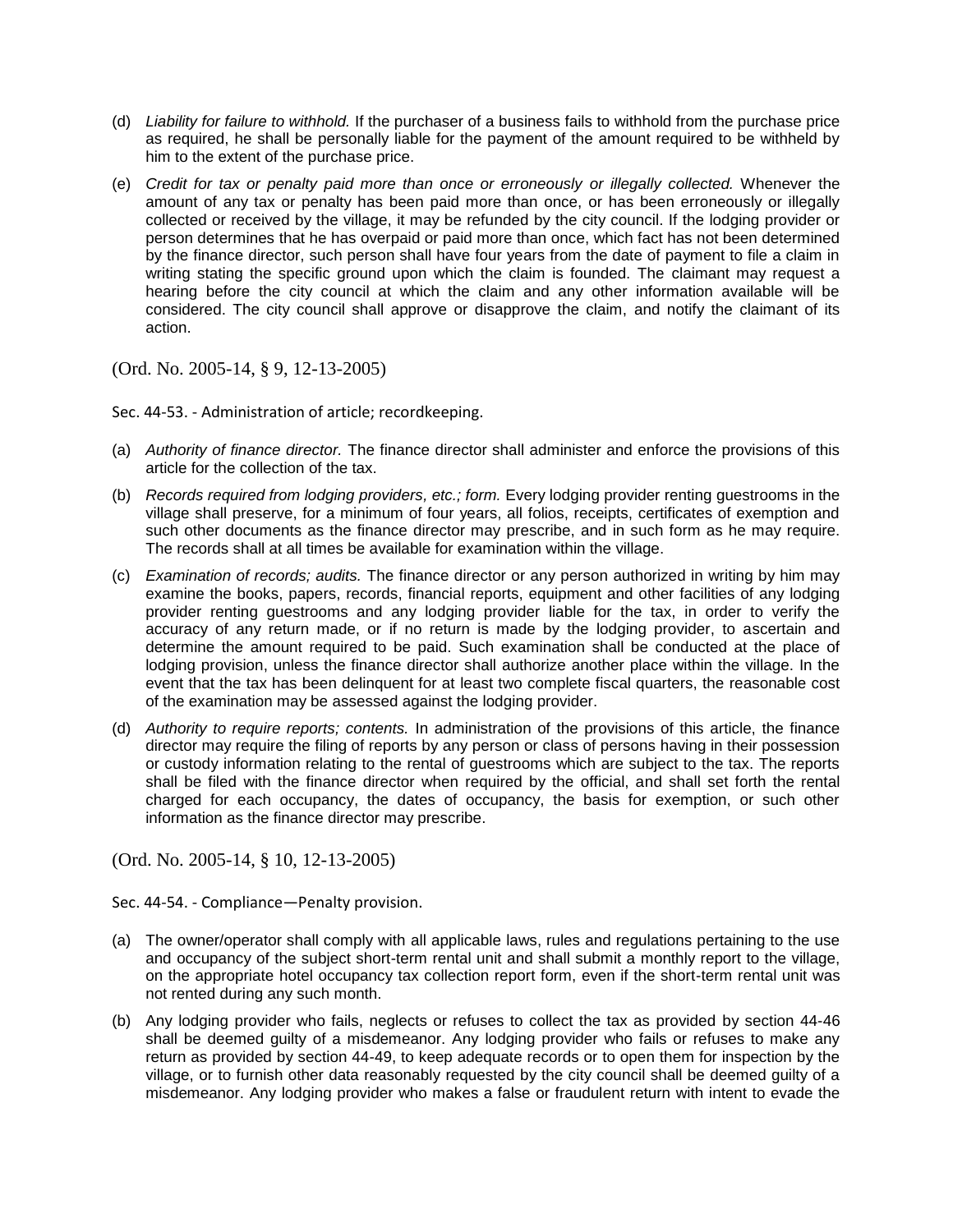(d) *Liability for failure to withhold.* If the purchaser of a business fails to withhold from the purchase price as required, he shall be personally liable for the payment of the amount required to be withheld by him to the extent of the purchase price.

(e) *Credit for tax or penalty paid more than once or erroneously or illegally collected.* Whenever the amount of any tax or penalty has been paid more than once, or has been erroneously or illegally collected or received by the village, it may be refunded by the city council. If the lodging provider or person determines that he has overpaid or paid more than once, which fact has not been determined by the finance director, such person shall have four years from the date of payment to file a claim in writing stating the specific ground upon which the claim is founded. The claimant may request a hearing before the city council at which the claim and any other information available will be considered. The city council shall approve or disapprove the claim, and notify the claimant of its action.

(Ord. No. 2005-14, § 9, 12-13-2005)

Sec. 44-53. - Administration of article; recordkeeping.

(a) *Authority of finance director.* The finance director shall administer and enforce the provisions of this article for the collection of the tax.

(b) *Records required from lodging providers, etc.; form.* Every lodging provider renting guestrooms in the village shall preserve, for a minimum of four years, all folios, receipts, certificates of exemption and such other documents as the finance director may prescribe, and in such form as he may require. The records shall at all times be available for examination within the village.

(c) *Examination of records; audits.* The finance director or any person authorized in writing by him may examine the books, papers, records, financial reports, equipment and other facilities of any lodging provider renting guestrooms and any lodging provider liable for the tax, in order to verify the accuracy of any return made, or if no return is made by the lodging provider, to ascertain and determine the amount required to be paid. Such examination shall be conducted at the place of lodging provision, unless the finance director shall authorize another place within the village. In the event that the tax has been delinquent for at least two complete fiscal quarters, the reasonable cost of the examination may be assessed against the lodging provider.

(d) *Authority to require reports; contents.* In administration of the provisions of this article, the finance director may require the filing of reports by any person or class of persons having in their possession or custody information relating to the rental of guestrooms which are subject to the tax. The reports shall be filed with the finance director when required by the official, and shall set forth the rental charged for each occupancy, the dates of occupancy, the basis for exemption, or such other information as the finance director may prescribe.

(Ord. No. 2005-14, § 10, 12-13-2005)

Sec. 44-54. - Compliance—Penalty provision.

(a) The owner/operator shall comply with all applicable laws, rules and regulations pertaining to the use and occupancy of the subject short-term rental unit and shall submit a monthly report to the village, on the appropriate hotel occupancy tax collection report form, even if the short-term rental unit was not rented during any such month.

(b) Any lodging provider who fails, neglects or refuses to collect the tax as provided by section 44-46 shall be deemed guilty of a misdemeanor. Any lodging provider who fails or refuses to make any return as provided by section 44-49, to keep adequate records or to open them for inspection by the village, or to furnish other data reasonably requested by the city council shall be deemed guilty of a misdemeanor. Any lodging provider who makes a false or fraudulent return with intent to evade the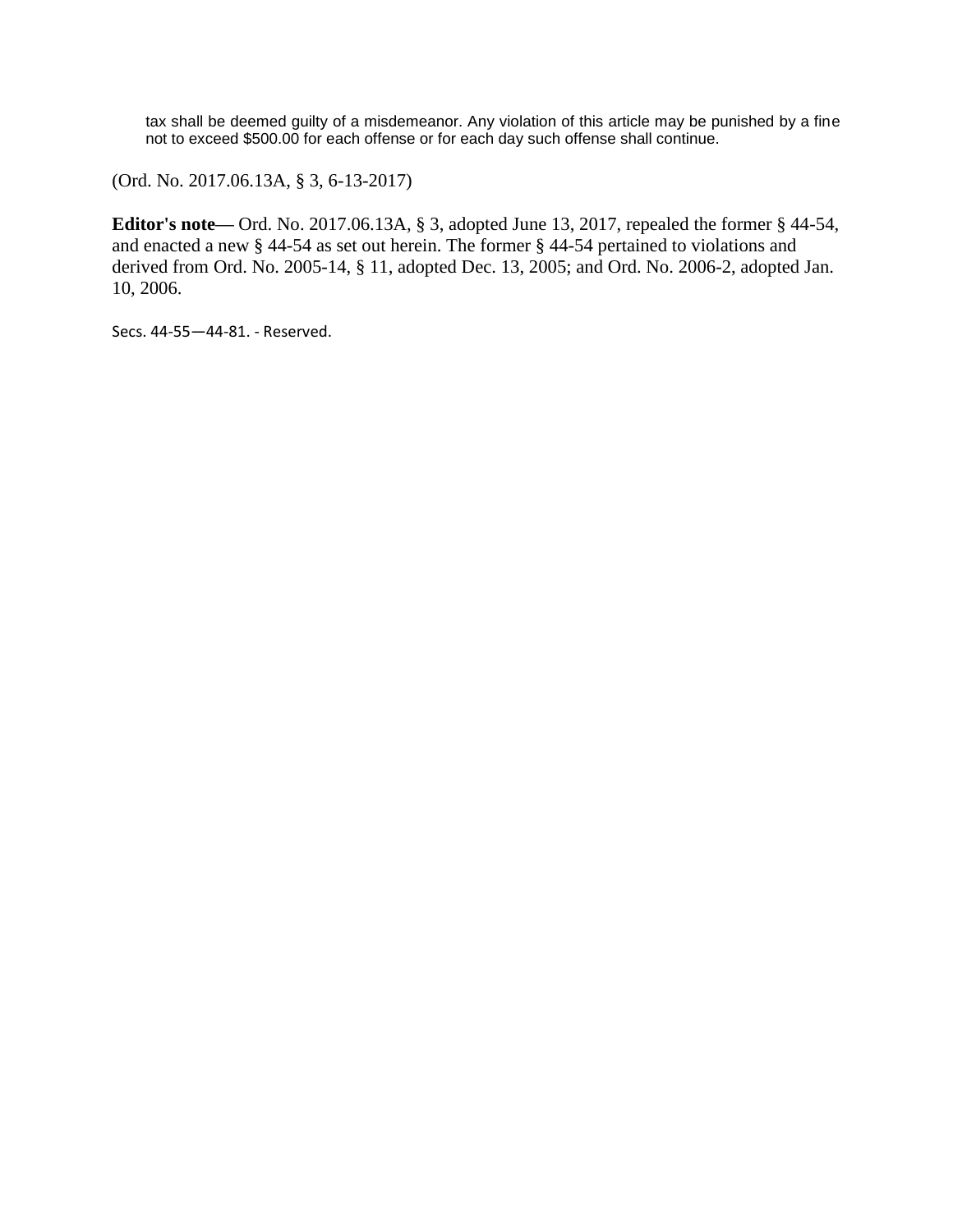tax shall be deemed guilty of a misdemeanor. Any violation of this article may be punished by a fine not to exceed $500.00 for each offense or for each day such offense shall continue.

(Ord. No. 2017.06.13A, § 3, 6-13-2017)

**Editor's note—** Ord. No. 2017.06.13A, § 3, adopted June 13, 2017, repealed the former § 44-54, and enacted a new § 44-54 as set out herein. The former § 44-54 pertained to violations and derived from Ord. No. 2005-14, § 11, adopted Dec. 13, 2005; and Ord. No. 2006-2, adopted Jan. 10, 2006.

Secs. 44-55—44-81. - Reserved.